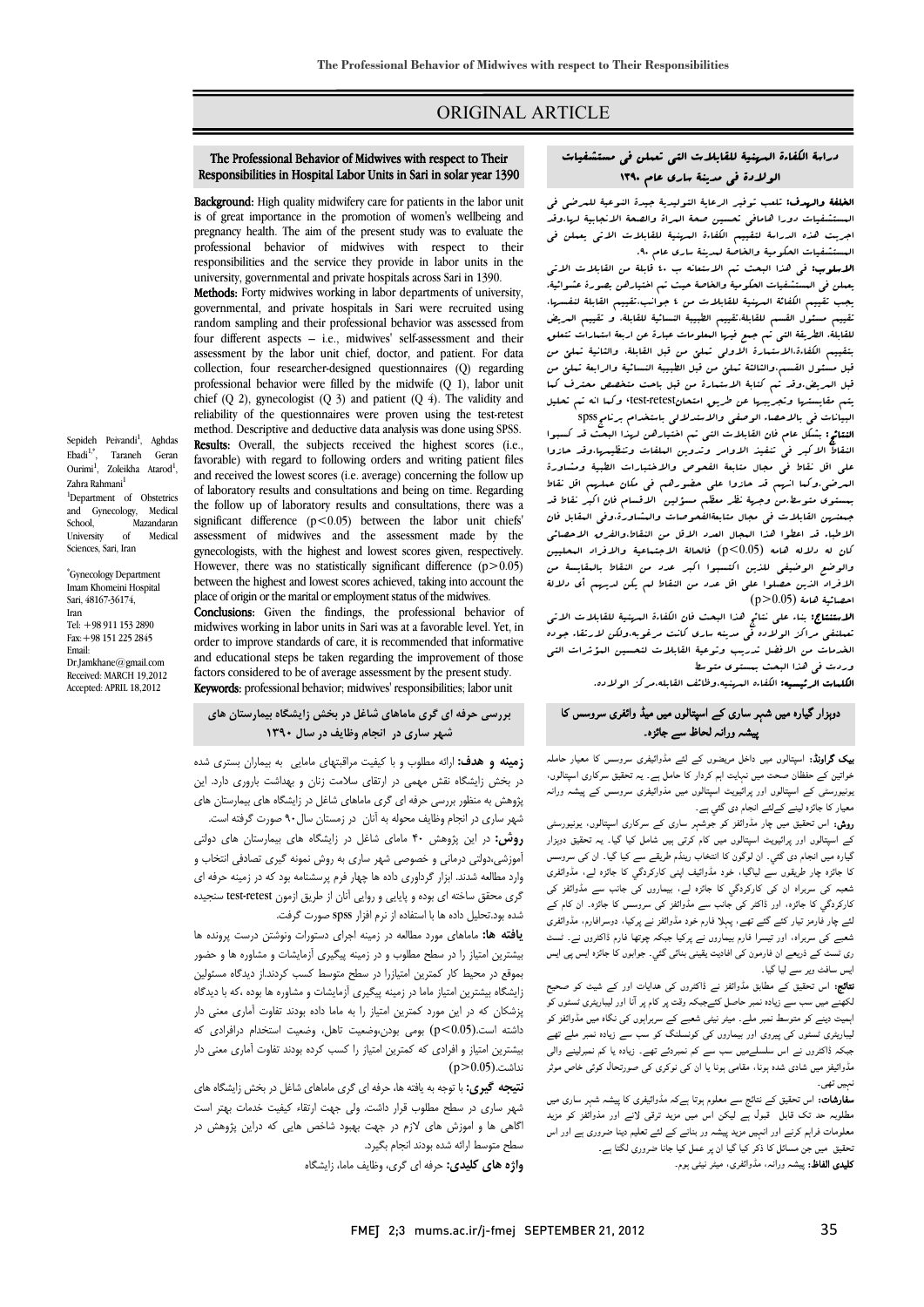# ORIGINAL ARTICLE

## The Professional Behavior of Midwives with respect to Their Responsibilities in Hospital Labor Units in Sari in solar year 1390

Sepideh Peivandi[1], Aghdas Ebadi[1,*], Taraneh Geran Ourimi[1], Zoleikha Atarod[1], Zahra Rahmani[1]

[1]Department of Obstetrics and Gynecology, Medical School, Mazandaran University of Medical Sciences, Sari, Iran

[*]Gynecology Department Imam Khomeini Hospital Sari, 48167-36174, Iran
Tel: +98 911 153 2890
Fax: +98 151 225 2845
Email: Dr.Jamkhane@gmail.com
Received: MARCH 19,2012
Accepted: APRIL 18,2012

**Background:** High quality midwifery care for patients in the labor unit is of great importance in the promotion of women's wellbeing and pregnancy health. The aim of the present study was to evaluate the professional behavior of midwives with respect to their responsibilities and the service they provide in labor units in the university, governmental and private hospitals across Sari in 1390.

**Methods:** Forty midwives working in labor departments of university, governmental, and private hospitals in Sari were recruited using random sampling and their professional behavior was assessed from four different aspects – i.e., midwives' self-assessment and their assessment by the labor unit chief, doctor, and patient. For data collection, four researcher-designed questionnaires (Q) regarding professional behavior were filled by the midwife (Q 1), labor unit chief (Q 2), gynecologist (Q 3) and patient (Q 4). The validity and reliability of the questionnaires were proven using the test-retest method. Descriptive and deductive data analysis was done using SPSS.

**Results:** Overall, the subjects received the highest scores (i.e., favorable) with regard to following orders and writing patient files and received the lowest scores (i.e. average) concerning the follow up of laboratory results and consultations and being on time. Regarding the follow up of laboratory results and consultations, there was a significant difference ($p<0.05$) between the labor unit chiefs' assessment of midwives and the assessment made by the gynecologists, with the highest and lowest scores given, respectively. However, there was no statistically significant difference ($p>0.05$) between the highest and lowest scores achieved, taking into account the place of origin or the marital or employment status of the midwives.

**Conclusions:** Given the findings, the professional behavior of midwives working in labor units in Sari was at a favorable level. Yet, in order to improve standards of care, it is recommended that informative and educational steps be taken regarding the improvement of those factors considered to be of average assessment by the present study.

**Keywords:** professional behavior; midwives' responsibilities; labor unit

## دراسة الكفاءة المهنية للقابلات التي تعملن في مستشفيات الولادة في مدينة ساري عام ۱۳۹۰

**الخلفية والهدف:** تلعب توفير الرعاية التوليدية جيدة النوعية للمرضى في المستشفيات دورا هامافي تحسين صحة المراة والصحة الانجابية لديها.وقد اجريت هذه الدراسة لتقييم الكفاءة المهنية للقابلات اللاتي يعملن في المستشفيات الحكومية والخاصة لمدينة ساري عام ۹۰.

**الاسلوب:** في هذا البحث تم الاستعانه ب ٤٠ قابلة من القابلات اللاتي يعملن في المستشفيات الحكومية والخاصة حيث تم اختيارهن بصورة عشوائية. يجب تقييم الكفاءة المهنية للقابلات من ٤ جوانب.تقييم القابلة لنفسها، تقييم مسئول القسم للقابلة،تقييم الطبيبة النسائية للقابلة، و تقييم المريض للقابلة. الطريقة التي تم جمع فيها المعلومات عبارة عن اربعة استمارات تتعلق بتقييم الكفاءة،الاستمارة الاولى تملئ من قبل القابلة، والثانية تملئ من قبل مسئول القسم،والثالثة تملئ من قبل الطبيبة النسائية والرابعة تملئ من قبل المريض،وقد تم كتابة الاستمارة من قبل باحث متخصص محترف كما يتم مقايستها وتجريبها عن طريق امتحانtest-retest، وكما انه تم تحليل البيانات في بالاحصاء الوصفي والاستدلالي باستخدام برنامج spss

**النتائج:** بشكل عام فان القابلات التي تم اختيارهن لهذا البحث قد كسبوا النقاط الاكبر في تنفيذ الاوامر وتدوين الملفات وتنظيمها.وقد حازوا على اقل نقاط في مجال متابعة الفحوص والاختبارات الطبية ومشاورة المرضى.وكما انهم قد حازوا على حضورهم في مكان عملهم اقل نقاط بمستوى متوسط.من وجهة نظر معظم مسئولين الاقسام فان اكبر نقاط قد جمعنهن القابلات في مجال متابعةالفحوصات والمشاورة،وفي المقابل فان الاطباء قد اعطوا هذا المجال العدد الاقل من النقاط،والفرق الاحصائي كان له دلاله هامه (p<0.05) فالحالة الاجتماعية والافراد المحليين والوضع الوظيفي للذين اكتسبوا اكبر عدد من النقاط بالمقايسة من الافراد الذين حصلوا على اقل عدد من النقاط لم يكن لديهم أي دلالة احصائية هامة (p>0.05)

**الاستنتاج:** بناء على نتائج هذا البحث فان الكفاءة المهنية للقابلات اللاتي تعملن في مراكز الولاده في مدينه ساري كانت مرغوبه،ولكن لارتقاء جوده الخدمات من الافضل تدريب وتوعية القابلات لتحسين المؤشرات التي وردت في هذا البحث بمستوى متوسط

**الكلمات الرئيسيه:** الكفاءه المهنيه،وظائف القابله،مركز الولاده.

## بررسی حرفه ای گری ماماهای شاغل در بخش زایشگاه بیمارستان های شهر ساری در انجام وظایف در سال ۱۳۹۰

**زمینه و هدف:** ارائه مطلوب و با کیفیت مراقبتهای مامایی به بیماران بستری شده در بخش زایشگاه نقش مهمی در ارتقای سلامت زنان و بهداشت باروری دارد. این پژوهش به منظور بررسی حرفه ای گری ماماهای شاغل در زایشگاه های بیمارستان های شهر ساری در انجام وظایف محوله به آنان در زمستان سال۹۰ صورت گرفته است.

**روش:** در این پژوهش ۴۰ مامای شاغل در زایشگاه های بیمارستان های دولتی آموزشی،دولتی درمانی و خصوصی شهر ساری به روش نمونه گیری تصادفی انتخاب و وارد مطالعه شدند. ابزار گرداوری داده ها چهار فرم پرسشنامه بود که در زمینه حرفه ای گری محقق ساخته ای بوده و پایایی و روایی آنان از طریق ازمون test-retest سنجیده شده بود.تحلیل داده ها با استفاده از نرم افزار spss صورت گرفت.

**یافته ها:** ماماهای مورد مطالعه در زمینه اجرای دستورات ونوشتن درست پرونده ها بیشترین امتیاز را در سطح مطلوب و در زمینه پیگیری آزمایشات و مشاوره ها و حضور بموقع در محیط کار کمترین امتیازرا در سطح متوسط کسب کردند.از دیدگاه مسئولین زایشگاه بیشترین امتیاز ماما در زمینه پیگیری آزمایشات و مشاوره ها بوده ،که با دیدگاه پزشکان که در این مورد کمترین امتیاز را به ماما داده بودند تفاوت آماری معنی دار داشته است.(p<0.05) بومی بودن،وضعیت تاهل، وضعیت استخدام درافرادی که بیشترین امتیاز و افرادی که کمترین امتیاز را کسب کرده بودند تفاوت آماری معنی دار نداشت.(p>0.05)

**نتیجه گیری:** با توجه به یافته ها، حرفه ای گری ماماهای شاغل در بخش زایشگاه های شهر ساری در سطح مطلوب قرار داشت. ولی جهت ارتقاء کیفیت خدمات بهتر است آگاهی ها و آموزش های لازم در جهت بهبود شاخص هایی که دراین پژوهش در سطح متوسط ارائه شده بودند انجام بگیرد.

**واژه های کلیدی:** حرفه ای گری، وظایف ماما، زایشگاه

## دوہزار گیارہ میں شہر ساری کے اسپتالوں میں میڈ وائفری سروسس کا پیشہ ورانہ لحاظ سے جائزہ۔

**بیک گراونڈ:** اسپتالوں میں داخل مریضوں کے لئے مڈوائفیری سروسس کا معیار حاملہ خواتین کے حفظان صحت میں نہایت اہم کردار کا حامل ہے۔ یہ تحقیق سرکاری اسپتالوں، یونیورسٹی کے اسپتالوں اور پرائیویٹ اسپتالوں میں مڈوائفیری سروسس کے پیشہ ورانہ معیار کا جائزہ لینے کےلئے انجام دی گئی ہے۔

**روش:** اس تحقیق میں چار مڈوائفز کو جوشہر ساری کے سرکاری اسپتالوں، یونیورسٹی کے اسپتالوں اور پرائیویٹ اسپتالوں میں کام کرتی ہیں شامل کیا گیا۔ یہ تحقیق دوہزار گیارہ میں انجام دی گئی۔ ان لوگوں کا انتخاب رینڈم طریقے سے کیا گیا۔ ان کی سروسس کا جائزہ چار طریقوں سے لیاگیا، خود مڈوائف اپنی کارکردگي کا جائزہ لے، مڈوائفری شعبہ کی سربراہ ان کی کارکردگي کا جائزہ لے، بیماروں کی جانب سے مڈوائفز کی کارکردگي کا جائزہ، اور ڈاکٹر کی جانب سے مڈوائفز کی سروسس کا جائزہ۔ ان کام کے لئے چار فارمز تیار کئے گئے تھے، پہلا فارم خود مڈوائف نے پرکیا، دوسرافارم، مڈوائفری شعبے کی سربراہ، اور تیسرا فارم بیماروں نے پرکیا جبکہ چوتھا فارم ڈاکٹروں نے۔ ٹسٹ ری ٹسٹ کے ذریعے ان فارموں کی افادیت یقینی بنائی گئي۔ جوابوں کا جائزہ ایس پی ایس ایس سافٹ ویر سے لیا گیا۔

**نتائج:** اس تحقیق کے مطابق مڈوائفز نے ڈاکٹروں کی ہدایات اور کیس شیٹ کو صحیح لکھنے میں سب سے زیادہ نمبر حاصل کئےجبکہ وقت پر کام پر آنا اور لیبارٹری ٹسٹوں کو اہمیت دینے کو متوسط نمبر ملے۔ میٹر نیٹی شعبے کے سربراہوں کی نگاہ میں مڈوائفز نے لیبارٹری ٹسٹوں کی پیروی اور بیماروں کی کونسلنگ کو سب سے زیادہ نمبر ملے تھے جبکہ ڈاکٹروں نے اس سلسلےمیں سب سے کم نمبردئے تھے۔ زیادہ یا کم نمبرلینے والی مڈوائفز میں شادی شدہ ہونا، مقامی ہونا یا ان کی نوکری کی صورتحال کوئی خاص موثر نہیں تھی۔

**سفارشات:** اس تحقیق کے نتائج سے معلوم ہوتا ہےکہ مڈوائفیری کا پیشہ شہر ساری میں مطلوبہ حد تک قابل قبول ہے لیکن اس میں مزید ترقی لانے اور مڈوائفز کو مزید معلومات فراہم کرنے اور انہیں مزید پیشہ ور بنانے کے لئے تعلیم دینا ضروری ہے اور اس تحقیق میں جن مسائل کا ذکر کیا گیا ان پر عمل کیا جانا ضروری لگتا ہے۔

**کلیدی الفاظ:** پیشہ ورانہ، مڈوائفری، میٹر نیٹی ہوم۔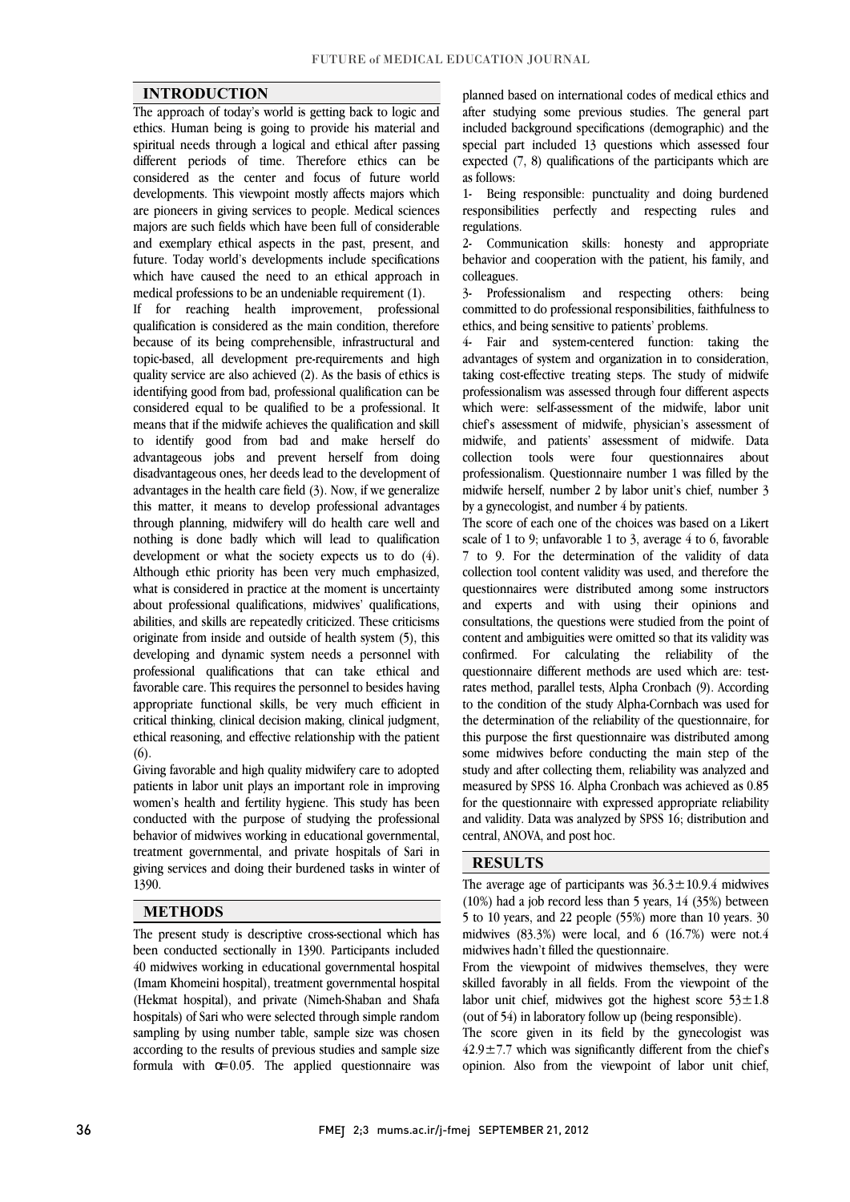## INTRODUCTION

The approach of today's world is getting back to logic and ethics. Human being is going to provide his material and spiritual needs through a logical and ethical after passing different periods of time. Therefore ethics can be considered as the center and focus of future world developments. This viewpoint mostly affects majors which are pioneers in giving services to people. Medical sciences majors are such fields which have been full of considerable and exemplary ethical aspects in the past, present, and future. Today world's developments include specifications which have caused the need to an ethical approach in medical professions to be an undeniable requirement (1).

If for reaching health improvement, professional qualification is considered as the main condition, therefore because of its being comprehensible, infrastructural and topic-based, all development pre-requirements and high quality service are also achieved (2). As the basis of ethics is identifying good from bad, professional qualification can be considered equal to be qualified to be a professional. It means that if the midwife achieves the qualification and skill to identify good from bad and make herself do advantageous jobs and prevent herself from doing disadvantageous ones, her deeds lead to the development of advantages in the health care field (3). Now, if we generalize this matter, it means to develop professional advantages through planning, midwifery will do health care well and nothing is done badly which will lead to qualification development or what the society expects us to do (4). Although ethic priority has been very much emphasized, what is considered in practice at the moment is uncertainty about professional qualifications, midwives' qualifications, abilities, and skills are repeatedly criticized. These criticisms originate from inside and outside of health system (5), this developing and dynamic system needs a personnel with professional qualifications that can take ethical and favorable care. This requires the personnel to besides having appropriate functional skills, be very much efficient in critical thinking, clinical decision making, clinical judgment, ethical reasoning, and effective relationship with the patient (6).

Giving favorable and high quality midwifery care to adopted patients in labor unit plays an important role in improving women's health and fertility hygiene. This study has been conducted with the purpose of studying the professional behavior of midwives working in educational governmental, treatment governmental, and private hospitals of Sari in giving services and doing their burdened tasks in winter of 1390.

## METHODS

The present study is descriptive cross-sectional which has been conducted sectionally in 1390. Participants included 40 midwives working in educational governmental hospital (Imam Khomeini hospital), treatment governmental hospital (Hekmat hospital), and private (Nimeh-Shaban and Shafa hospitals) of Sari who were selected through simple random sampling by using number table, sample size was chosen according to the results of previous studies and sample size formula with $\alpha$=0.05. The applied questionnaire was planned based on international codes of medical ethics and after studying some previous studies. The general part included background specifications (demographic) and the special part included 13 questions which assessed four expected (7, 8) qualifications of the participants which are as follows:

1- Being responsible: punctuality and doing burdened responsibilities perfectly and respecting rules and regulations.

2- Communication skills: honesty and appropriate behavior and cooperation with the patient, his family, and colleagues.

3- Professionalism and respecting others: being committed to do professional responsibilities, faithfulness to ethics, and being sensitive to patients' problems.

4- Fair and system-centered function: taking the advantages of system and organization in to consideration, taking cost-effective treating steps. The study of midwife professionalism was assessed through four different aspects which were: self-assessment of the midwife, labor unit chief's assessment of midwife, physician's assessment of midwife, and patients' assessment of midwife. Data collection tools were four questionnaires about professionalism. Questionnaire number 1 was filled by the midwife herself, number 2 by labor unit's chief, number 3 by a gynecologist, and number 4 by patients.

The score of each one of the choices was based on a Likert scale of 1 to 9; unfavorable 1 to 3, average 4 to 6, favorable 7 to 9. For the determination of the validity of data collection tool content validity was used, and therefore the questionnaires were distributed among some instructors and experts and with using their opinions and consultations, the questions were studied from the point of content and ambiguities were omitted so that its validity was confirmed. For calculating the reliability of the questionnaire different methods are used which are: test-rates method, parallel tests, Alpha Cronbach (9). According to the condition of the study Alpha-Cornbach was used for the determination of the reliability of the questionnaire, for this purpose the first questionnaire was distributed among some midwives before conducting the main step of the study and after collecting them, reliability was analyzed and measured by SPSS 16. Alpha Cronbach was achieved as 0.85 for the questionnaire with expressed appropriate reliability and validity. Data was analyzed by SPSS 16; distribution and central, ANOVA, and post hoc.

## RESULTS

The average age of participants was 36.3±10.9.4 midwives (10%) had a job record less than 5 years, 14 (35%) between 5 to 10 years, and 22 people (55%) more than 10 years. 30 midwives (83.3%) were local, and 6 (16.7%) were not.4 midwives hadn't filled the questionnaire.

From the viewpoint of midwives themselves, they were skilled favorably in all fields. From the viewpoint of the labor unit chief, midwives got the highest score 53±1.8 (out of 54) in laboratory follow up (being responsible).

The score given in its field by the gynecologist was 42.9±7.7 which was significantly different from the chief's opinion. Also from the viewpoint of labor unit chief,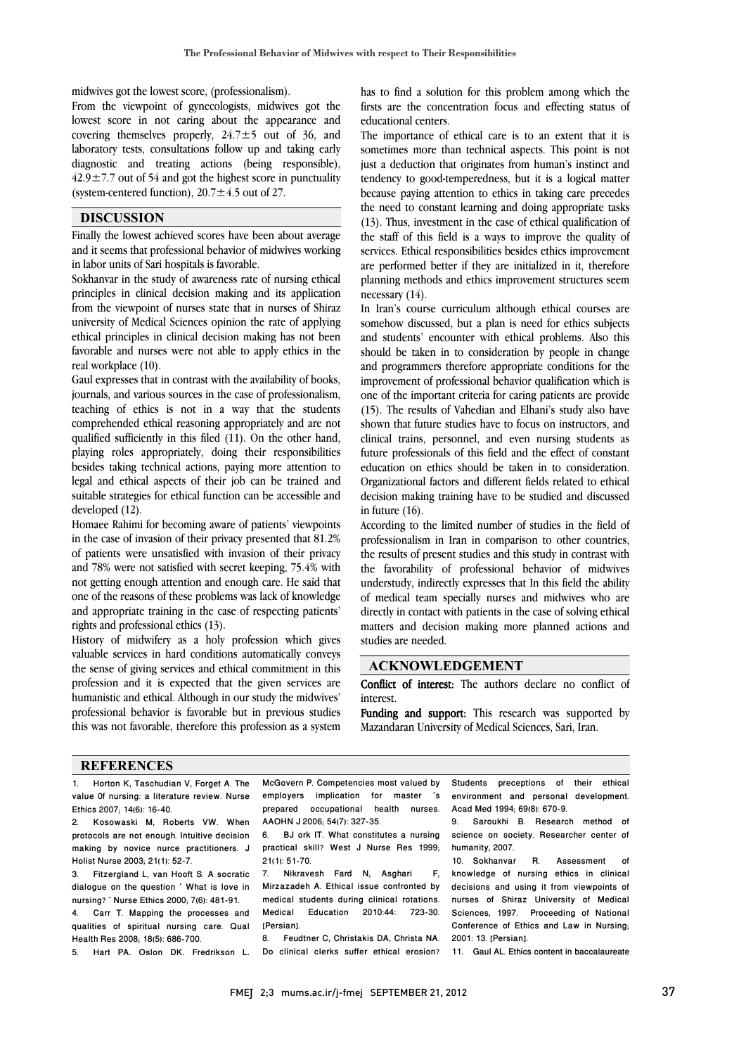midwives got the lowest score, (professionalism).

From the viewpoint of gynecologists, midwives got the lowest score in not caring about the appearance and covering themselves properly, 24.7±5 out of 36, and laboratory tests, consultations follow up and taking early diagnostic and treating actions (being responsible), 42.9±7.7 out of 54 and got the highest score in punctuality (system-centered function), 20.7±4.5 out of 27.

## DISCUSSION

Finally the lowest achieved scores have been about average and it seems that professional behavior of midwives working in labor units of Sari hospitals is favorable.

Sokhanvar in the study of awareness rate of nursing ethical principles in clinical decision making and its application from the viewpoint of nurses state that in nurses of Shiraz university of Medical Sciences opinion the rate of applying ethical principles in clinical decision making has not been favorable and nurses were not able to apply ethics in the real workplace (10).

Gaul expresses that in contrast with the availability of books, journals, and various sources in the case of professionalism, teaching of ethics is not in a way that the students comprehended ethical reasoning appropriately and are not qualified sufficiently in this filed (11). On the other hand, playing roles appropriately, doing their responsibilities besides taking technical actions, paying more attention to legal and ethical aspects of their job can be trained and suitable strategies for ethical function can be accessible and developed (12).

Homaee Rahimi for becoming aware of patients' viewpoints in the case of invasion of their privacy presented that 81.2% of patients were unsatisfied with invasion of their privacy and 78% were not satisfied with secret keeping, 75.4% with not getting enough attention and enough care. He said that one of the reasons of these problems was lack of knowledge and appropriate training in the case of respecting patients' rights and professional ethics (13).

History of midwifery as a holy profession which gives valuable services in hard conditions automatically conveys the sense of giving services and ethical commitment in this profession and it is expected that the given services are humanistic and ethical. Although in our study the midwives' professional behavior is favorable but in previous studies this was not favorable, therefore this profession as a system has to find a solution for this problem among which the firsts are the concentration focus and effecting status of educational centers.

The importance of ethical care is to an extent that it is sometimes more than technical aspects. This point is not just a deduction that originates from human's instinct and tendency to good-temperedness, but it is a logical matter because paying attention to ethics in taking care precedes the need to constant learning and doing appropriate tasks (13). Thus, investment in the case of ethical qualification of the staff of this field is a ways to improve the quality of services. Ethical responsibilities besides ethics improvement are performed better if they are initialized in it, therefore planning methods and ethics improvement structures seem necessary (14).

In Iran's course curriculum although ethical courses are somehow discussed, but a plan is need for ethics subjects and students' encounter with ethical problems. Also this should be taken in to consideration by people in change and programmers therefore appropriate conditions for the improvement of professional behavior qualification which is one of the important criteria for caring patients are provide (15). The results of Vahedian and Elhani's study also have shown that future studies have to focus on instructors, and clinical trains, personnel, and even nursing students as future professionals of this field and the effect of constant education on ethics should be taken in to consideration. Organizational factors and different fields related to ethical decision making training have to be studied and discussed in future (16).

According to the limited number of studies in the field of professionalism in Iran in comparison to other countries, the results of present studies and this study in contrast with the favorability of professional behavior of midwives understudy, indirectly expresses that In this field the ability of medical team specially nurses and midwives who are directly in contact with patients in the case of solving ethical matters and decision making more planned actions and studies are needed.

## ACKNOWLEDGEMENT

**Conflict of interest:** The authors declare no conflict of interest.

**Funding and support:** This research was supported by Mazandaran University of Medical Sciences, Sari, Iran.

## REFERENCES

1. Horton K, Taschudian V, Forget A. The value 0f nursing: a literature review. Nurse Ethics 2007; 14(6): 16-40.
2. Kosowaski M, Roberts VW. When protocols are not enough. Intuitive decision making by novice nurse practitioners. J Holist Nurse 2003; 21(1): 52-7.
3. Fitzgerland L, van Hooft S. A socratic dialogue on the question ´ What is love in nursing? ´ Nurse Ethics 2000, 7(6): 481-91.
4. Carr T. Mapping the processes and qualities of spiritual nursing care. Qual Health Res 2008; 18(5): 686-700.
5. Hart PA. Oslon DK. Fredrikson L. McGovern P. Competencies most valued by employers implication for master ´s prepared occupational health nurses. AAOHN J 2006; 54(7): 327-35.
6. BJ ork IT. What constitutes a nursing practical skill? West J Nurse Res 1999; 21(1): 51-70.
7. Nikravesh Fard N, Asghari F, Mirzazadeh A. Ethical issue confronted by medical students during clinical rotations. Medical Education 2010:44: 723-30. [Persian].
8. Feudtner C, Christakis DA, Christa NA. Do clinical clerks suffer ethical erosion? Students preceptions of their ethical environment and personal development. Acad Med 1994; 69(8): 670-9.
9. Saroukhi B. Research method of science on society. Researcher center of humanity, 2007.
10. Sokhanvar R. Assessment of knowledge of nursing ethics in clinical decisions and using it from viewpoints of nurses of Shiraz University of Medical Sciences, 1997. Proceeding of National Conference of Ethics and Law in Nursing; 2001: 13. [Persian].
11. Gaul AL. Ethics content in baccalaureate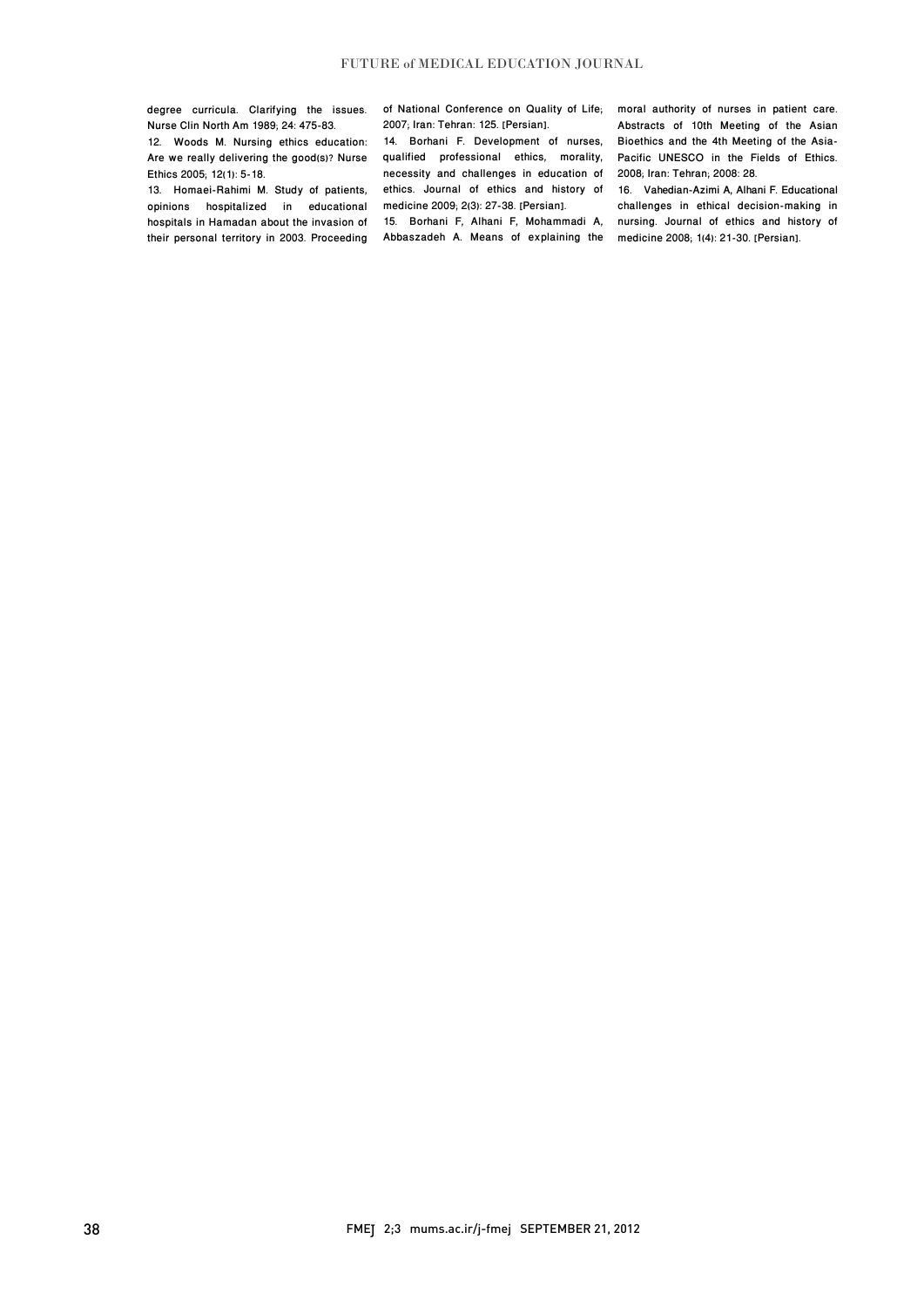degree curricula. Clarifying the issues. Nurse Clin North Am 1989; 24: 475-83.

12. Woods M. Nursing ethics education: Are we really delivering the good(s)? Nurse Ethics 2005; 12(1): 5-18.

13. Homaei-Rahimi M. Study of patients, opinions hospitalized in educational hospitals in Hamadan about the invasion of their personal territory in 2003. Proceeding of National Conference on Quality of Life; 2007; Iran: Tehran: 125. [Persian].

14. Borhani F. Development of nurses, qualified professional ethics, morality, necessity and challenges in education of ethics. Journal of ethics and history of medicine 2009; 2(3): 27-38. [Persian].

15. Borhani F, Alhani F, Mohammadi A, Abbaszadeh A. Means of explaining the moral authority of nurses in patient care. Abstracts of 10th Meeting of the Asian Bioethics and the 4th Meeting of the Asia-Pacific UNESCO in the Fields of Ethics. 2008; Iran: Tehran; 2008: 28.

16. Vahedian-Azimi A, Alhani F. Educational challenges in ethical decision-making in nursing. Journal of ethics and history of medicine 2008; 1(4): 21-30. [Persian].